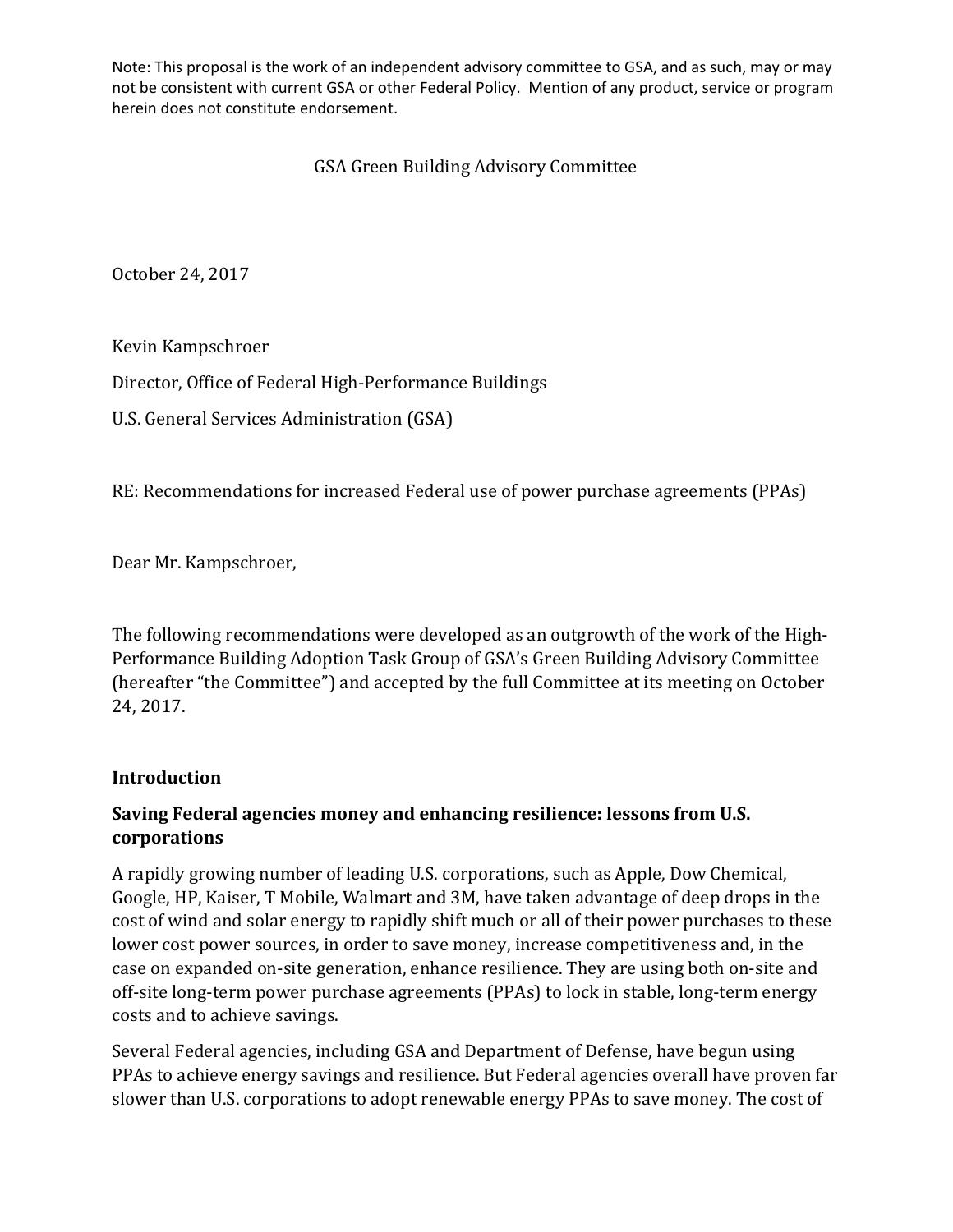Note: This proposal is the work of an independent advisory committee to GSA, and as such, may or may not be consistent with current GSA or other Federal Policy. Mention of any product, service or program herein does not constitute endorsement.

GSA Green Building Advisory Committee

October 24, 2017

Kevin Kampschroer

Director, Office of Federal High-Performance Buildings

U.S. General Services Administration (GSA)

RE: Recommendations for increased Federal use of power purchase agreements (PPAs)

Dear Mr. Kampschroer,

The following recommendations were developed as an outgrowth of the work of the High-Performance Building Adoption Task Group of GSA's Green Building Advisory Committee (hereafter "the Committee") and accepted by the full Committee at its meeting on October 24, 2017.

**Introduction**

**Saving Federal agencies money and enhancing resilience: lessons from U.S. corporations**

A rapidly growing number of leading U.S. corporations, such as Apple, Dow Chemical, Google, HP, Kaiser, T Mobile, Walmart and 3M, have taken advantage of deep drops in the cost of wind and solar energy to rapidly shift much or all of their power purchases to these lower cost power sources, in order to save money, increase competitiveness and, in the case on expanded on-site generation, enhance resilience. They are using both on-site and off-site long-term power purchase agreements (PPAs) to lock in stable, long-term energy costs and to achieve savings.

Several Federal agencies, including GSA and Department of Defense, have begun using PPAs to achieve energy savings and resilience. But Federal agencies overall have proven far slower than U.S. corporations to adopt renewable energy PPAs to save money. The cost of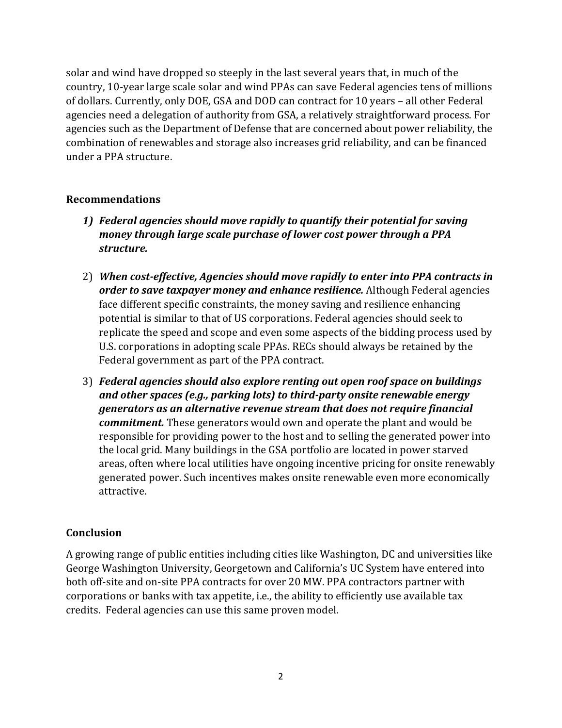solar and wind have dropped so steeply in the last several years that, in much of the country, 10-year large scale solar and wind PPAs can save Federal agencies tens of millions of dollars. Currently, only DOE, GSA and DOD can contract for 10 years – all other Federal agencies need a delegation of authority from GSA, a relatively straightforward process. For agencies such as the Department of Defense that are concerned about power reliability, the combination of renewables and storage also increases grid reliability, and can be financed under a PPA structure.

## Recommendations

1) ***Federal agencies should move rapidly to quantify their potential for saving money through large scale purchase of lower cost power through a PPA structure.***

2) ***When cost-effective, Agencies should move rapidly to enter into PPA contracts in order to save taxpayer money and enhance resilience.*** Although Federal agencies face different specific constraints, the money saving and resilience enhancing potential is similar to that of US corporations. Federal agencies should seek to replicate the speed and scope and even some aspects of the bidding process used by U.S. corporations in adopting scale PPAs. RECs should always be retained by the Federal government as part of the PPA contract.

3) ***Federal agencies should also explore renting out open roof space on buildings and other spaces (e.g., parking lots) to third-party onsite renewable energy generators as an alternative revenue stream that does not require financial commitment.*** These generators would own and operate the plant and would be responsible for providing power to the host and to selling the generated power into the local grid. Many buildings in the GSA portfolio are located in power starved areas, often where local utilities have ongoing incentive pricing for onsite renewably generated power. Such incentives makes onsite renewable even more economically attractive.

## Conclusion

A growing range of public entities including cities like Washington, DC and universities like George Washington University, Georgetown and California's UC System have entered into both off-site and on-site PPA contracts for over 20 MW. PPA contractors partner with corporations or banks with tax appetite, i.e., the ability to efficiently use available tax credits. Federal agencies can use this same proven model.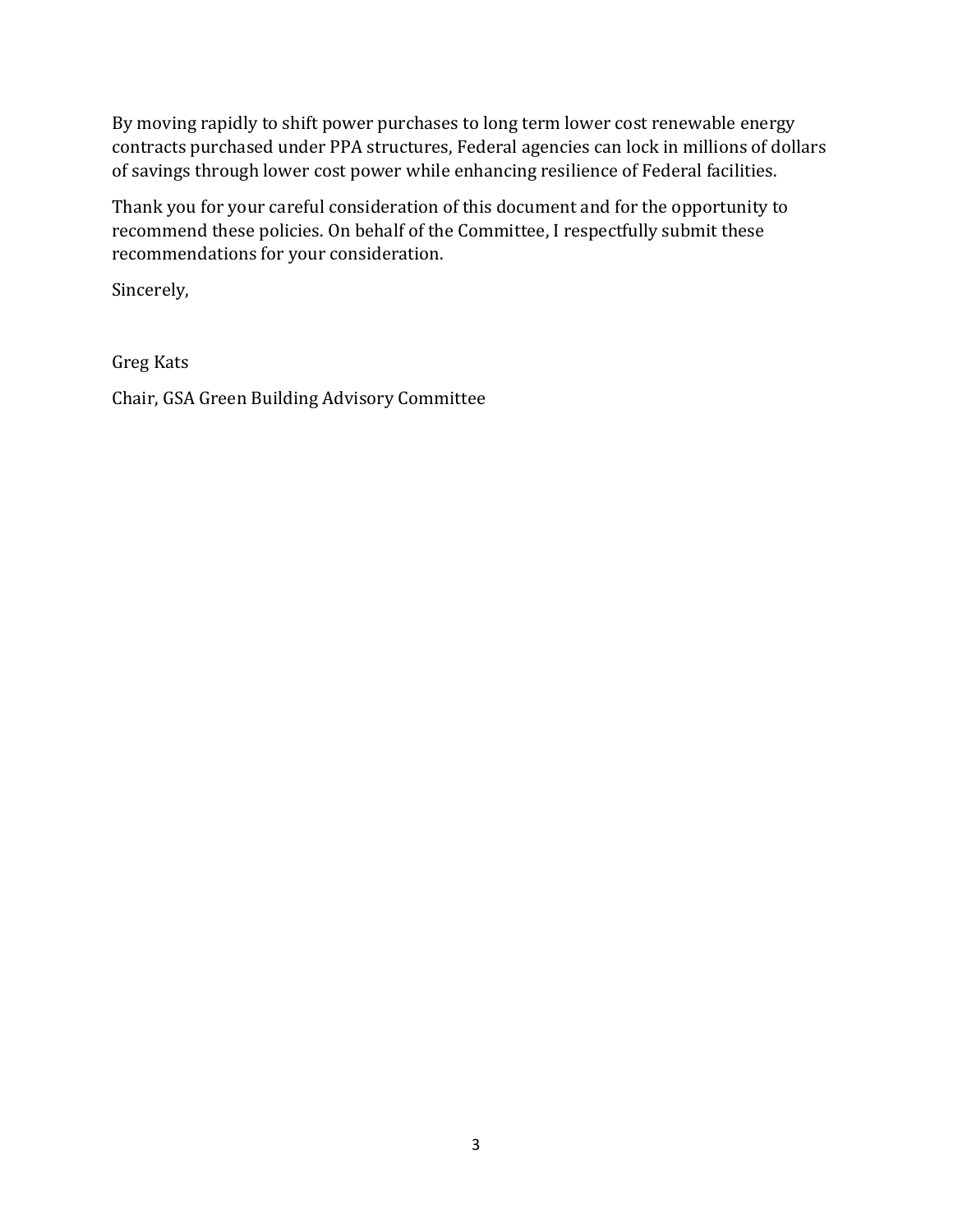By moving rapidly to shift power purchases to long term lower cost renewable energy contracts purchased under PPA structures, Federal agencies can lock in millions of dollars of savings through lower cost power while enhancing resilience of Federal facilities.

Thank you for your careful consideration of this document and for the opportunity to recommend these policies. On behalf of the Committee, I respectfully submit these recommendations for your consideration.

Sincerely,

Greg Kats

Chair, GSA Green Building Advisory Committee